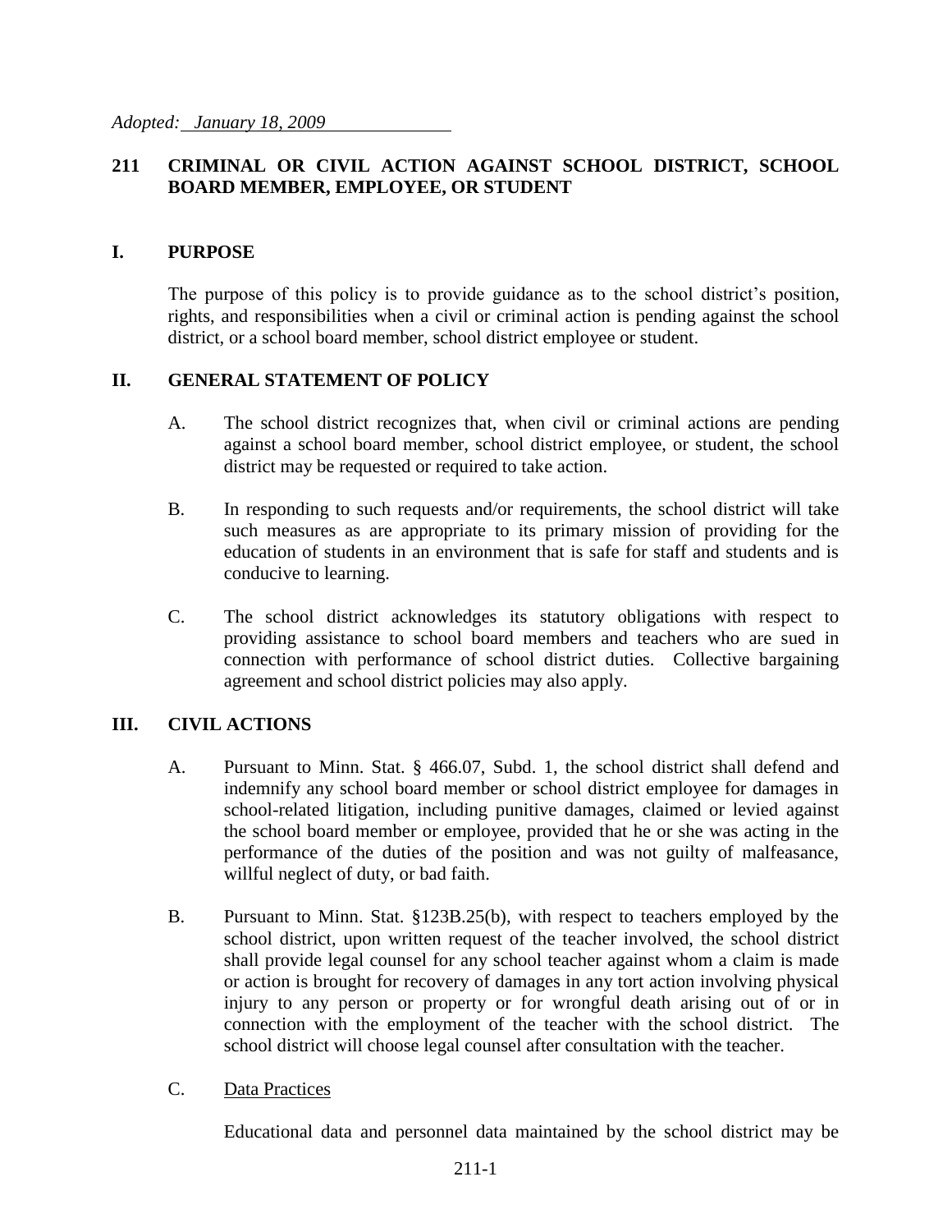*Adopted: January 18, 2009*

## 211 CRIMINAL OR CIVIL ACTION AGAINST SCHOOL DISTRICT, SCHOOL BOARD MEMBER, EMPLOYEE, OR STUDENT

### I. PURPOSE

The purpose of this policy is to provide guidance as to the school district's position, rights, and responsibilities when a civil or criminal action is pending against the school district, or a school board member, school district employee or student.

### II. GENERAL STATEMENT OF POLICY

A. The school district recognizes that, when civil or criminal actions are pending against a school board member, school district employee, or student, the school district may be requested or required to take action.

B. In responding to such requests and/or requirements, the school district will take such measures as are appropriate to its primary mission of providing for the education of students in an environment that is safe for staff and students and is conducive to learning.

C. The school district acknowledges its statutory obligations with respect to providing assistance to school board members and teachers who are sued in connection with performance of school district duties. Collective bargaining agreement and school district policies may also apply.

### III. CIVIL ACTIONS

A. Pursuant to Minn. Stat. § 466.07, Subd. 1, the school district shall defend and indemnify any school board member or school district employee for damages in school-related litigation, including punitive damages, claimed or levied against the school board member or employee, provided that he or she was acting in the performance of the duties of the position and was not guilty of malfeasance, willful neglect of duty, or bad faith.

B. Pursuant to Minn. Stat. §123B.25(b), with respect to teachers employed by the school district, upon written request of the teacher involved, the school district shall provide legal counsel for any school teacher against whom a claim is made or action is brought for recovery of damages in any tort action involving physical injury to any person or property or for wrongful death arising out of or in connection with the employment of the teacher with the school district. The school district will choose legal counsel after consultation with the teacher.

C. <u>Data Practices</u>

Educational data and personnel data maintained by the school district may be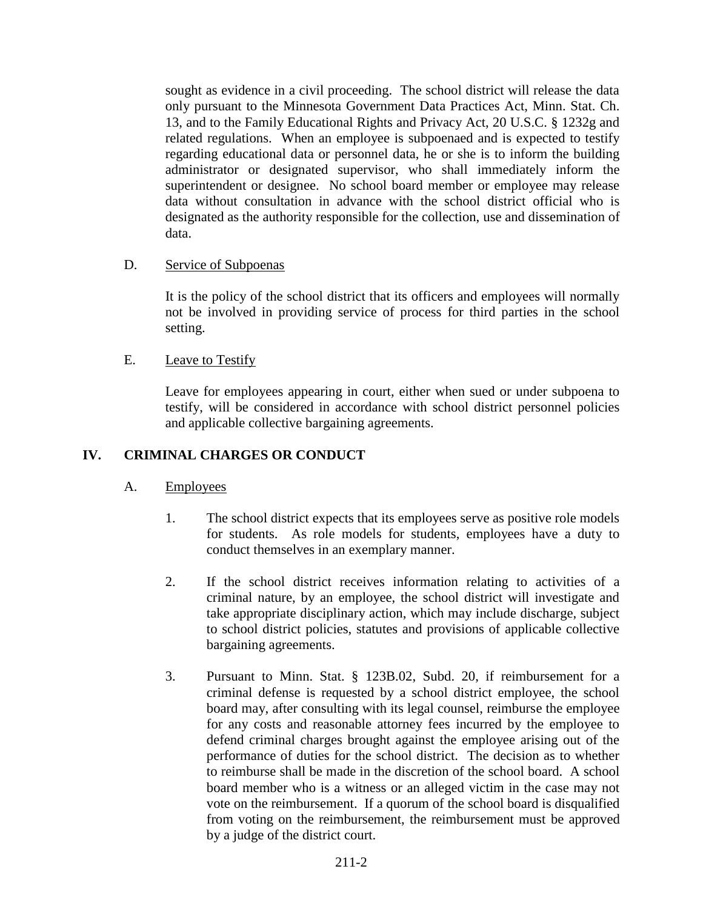sought as evidence in a civil proceeding. The school district will release the data only pursuant to the Minnesota Government Data Practices Act, Minn. Stat. Ch. 13, and to the Family Educational Rights and Privacy Act, 20 U.S.C. § 1232g and related regulations. When an employee is subpoenaed and is expected to testify regarding educational data or personnel data, he or she is to inform the building administrator or designated supervisor, who shall immediately inform the superintendent or designee. No school board member or employee may release data without consultation in advance with the school district official who is designated as the authority responsible for the collection, use and dissemination of data.

D. Service of Subpoenas

It is the policy of the school district that its officers and employees will normally not be involved in providing service of process for third parties in the school setting.

E. Leave to Testify

Leave for employees appearing in court, either when sued or under subpoena to testify, will be considered in accordance with school district personnel policies and applicable collective bargaining agreements.

## IV. CRIMINAL CHARGES OR CONDUCT

A. Employees

1. The school district expects that its employees serve as positive role models for students. As role models for students, employees have a duty to conduct themselves in an exemplary manner.

2. If the school district receives information relating to activities of a criminal nature, by an employee, the school district will investigate and take appropriate disciplinary action, which may include discharge, subject to school district policies, statutes and provisions of applicable collective bargaining agreements.

3. Pursuant to Minn. Stat. § 123B.02, Subd. 20, if reimbursement for a criminal defense is requested by a school district employee, the school board may, after consulting with its legal counsel, reimburse the employee for any costs and reasonable attorney fees incurred by the employee to defend criminal charges brought against the employee arising out of the performance of duties for the school district. The decision as to whether to reimburse shall be made in the discretion of the school board. A school board member who is a witness or an alleged victim in the case may not vote on the reimbursement. If a quorum of the school board is disqualified from voting on the reimbursement, the reimbursement must be approved by a judge of the district court.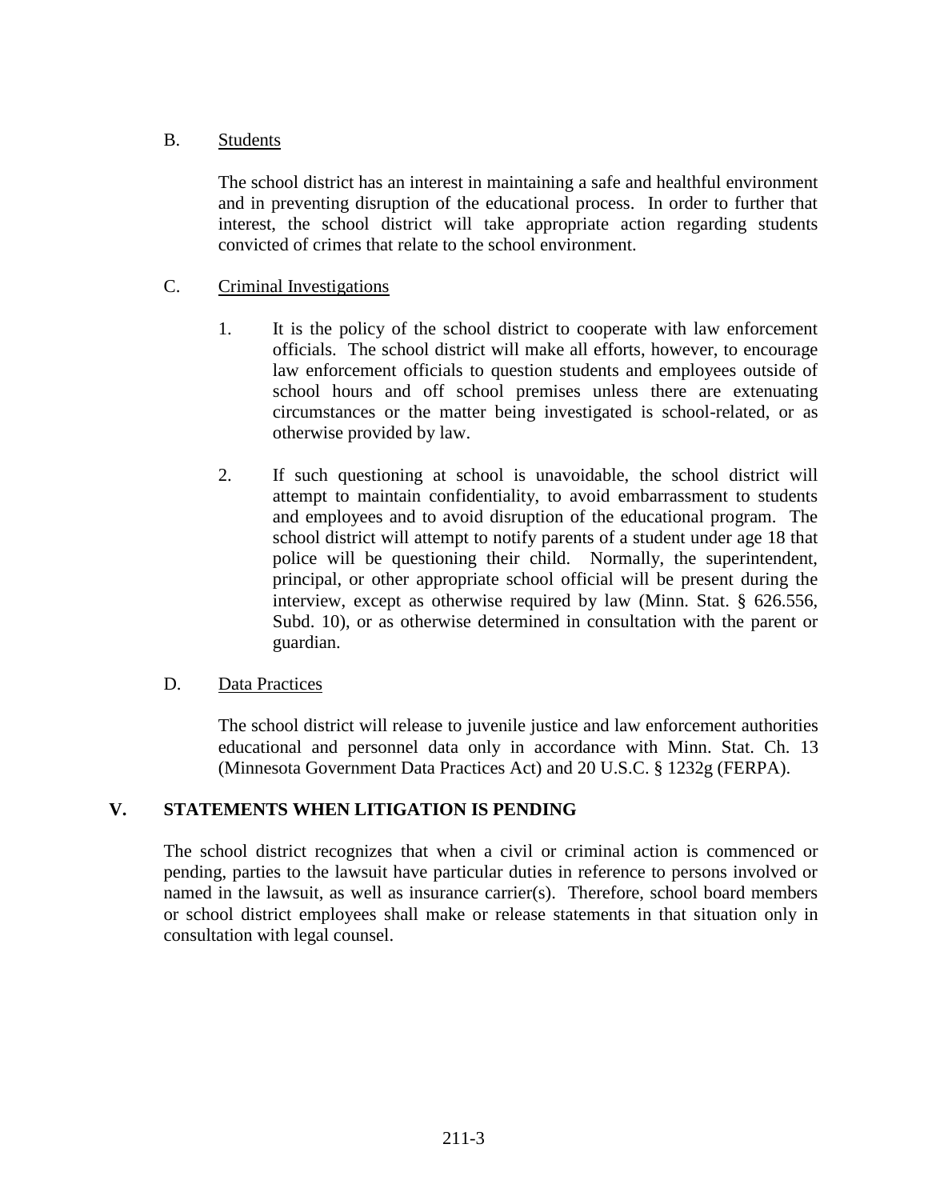B. Students

The school district has an interest in maintaining a safe and healthful environment and in preventing disruption of the educational process. In order to further that interest, the school district will take appropriate action regarding students convicted of crimes that relate to the school environment.

C. Criminal Investigations

1. It is the policy of the school district to cooperate with law enforcement officials. The school district will make all efforts, however, to encourage law enforcement officials to question students and employees outside of school hours and off school premises unless there are extenuating circumstances or the matter being investigated is school-related, or as otherwise provided by law.

2. If such questioning at school is unavoidable, the school district will attempt to maintain confidentiality, to avoid embarrassment to students and employees and to avoid disruption of the educational program. The school district will attempt to notify parents of a student under age 18 that police will be questioning their child. Normally, the superintendent, principal, or other appropriate school official will be present during the interview, except as otherwise required by law (Minn. Stat. § 626.556, Subd. 10), or as otherwise determined in consultation with the parent or guardian.

D. Data Practices

The school district will release to juvenile justice and law enforcement authorities educational and personnel data only in accordance with Minn. Stat. Ch. 13 (Minnesota Government Data Practices Act) and 20 U.S.C. § 1232g (FERPA).

## V. STATEMENTS WHEN LITIGATION IS PENDING

The school district recognizes that when a civil or criminal action is commenced or pending, parties to the lawsuit have particular duties in reference to persons involved or named in the lawsuit, as well as insurance carrier(s). Therefore, school board members or school district employees shall make or release statements in that situation only in consultation with legal counsel.